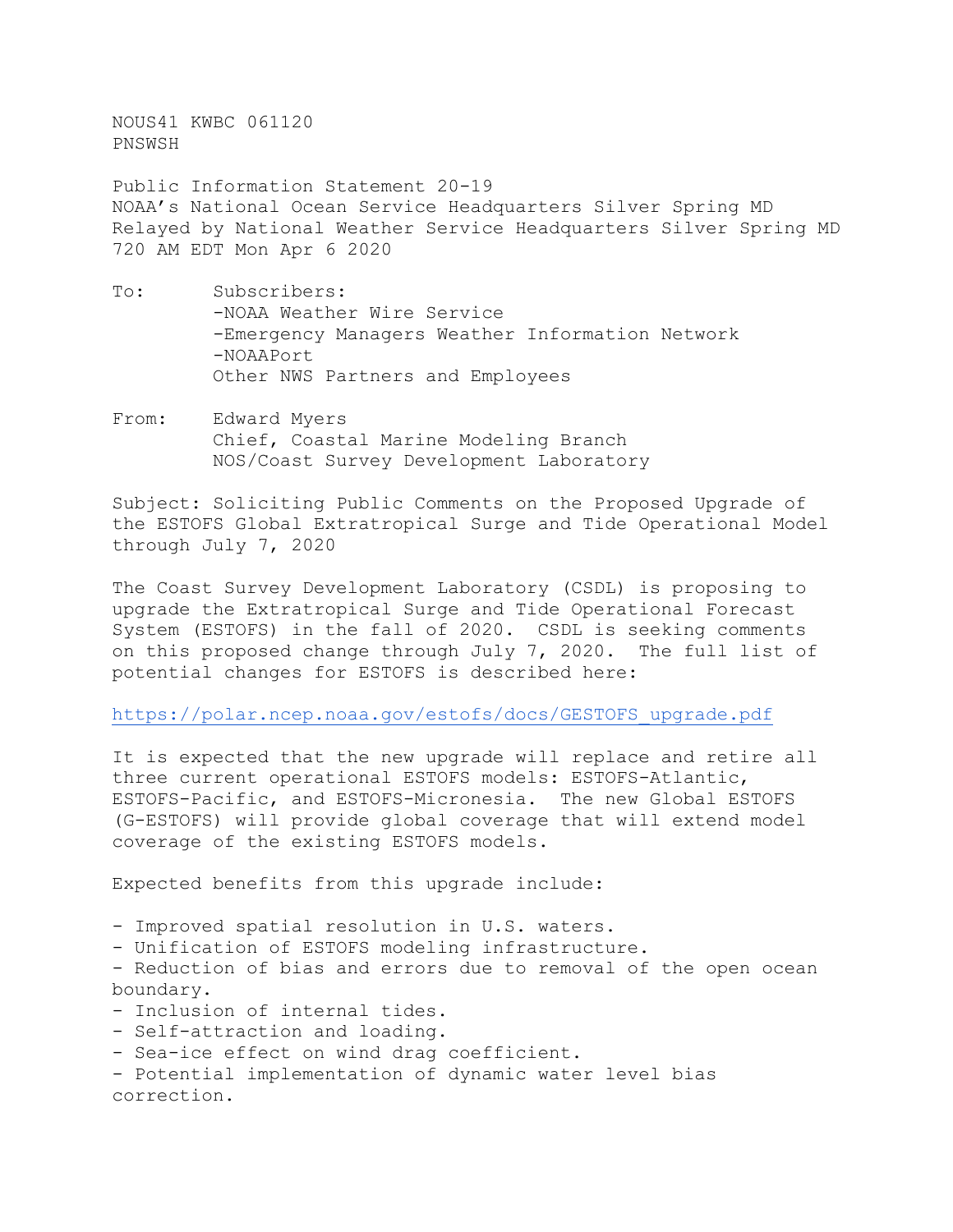NOUS41 KWBC 061120
PNSWSH

Public Information Statement 20-19
NOAA's National Ocean Service Headquarters Silver Spring MD
Relayed by National Weather Service Headquarters Silver Spring MD
720 AM EDT Mon Apr 6 2020

To: Subscribers:
-NOAA Weather Wire Service
-Emergency Managers Weather Information Network
-NOAAPort
Other NWS Partners and Employees

From: Edward Myers
Chief, Coastal Marine Modeling Branch
NOS/Coast Survey Development Laboratory

Subject: Soliciting Public Comments on the Proposed Upgrade of the ESTOFS Global Extratropical Surge and Tide Operational Model through July 7, 2020

The Coast Survey Development Laboratory (CSDL) is proposing to upgrade the Extratropical Surge and Tide Operational Forecast System (ESTOFS) in the fall of 2020. CSDL is seeking comments on this proposed change through July 7, 2020. The full list of potential changes for ESTOFS is described here:

https://polar.ncep.noaa.gov/estofs/docs/GESTOFS_upgrade.pdf

It is expected that the new upgrade will replace and retire all three current operational ESTOFS models: ESTOFS-Atlantic, ESTOFS-Pacific, and ESTOFS-Micronesia. The new Global ESTOFS (G-ESTOFS) will provide global coverage that will extend model coverage of the existing ESTOFS models.

Expected benefits from this upgrade include:

- Improved spatial resolution in U.S. waters.
- Unification of ESTOFS modeling infrastructure.
- Reduction of bias and errors due to removal of the open ocean boundary.
- Inclusion of internal tides.
- Self-attraction and loading.
- Sea-ice effect on wind drag coefficient.
- Potential implementation of dynamic water level bias correction.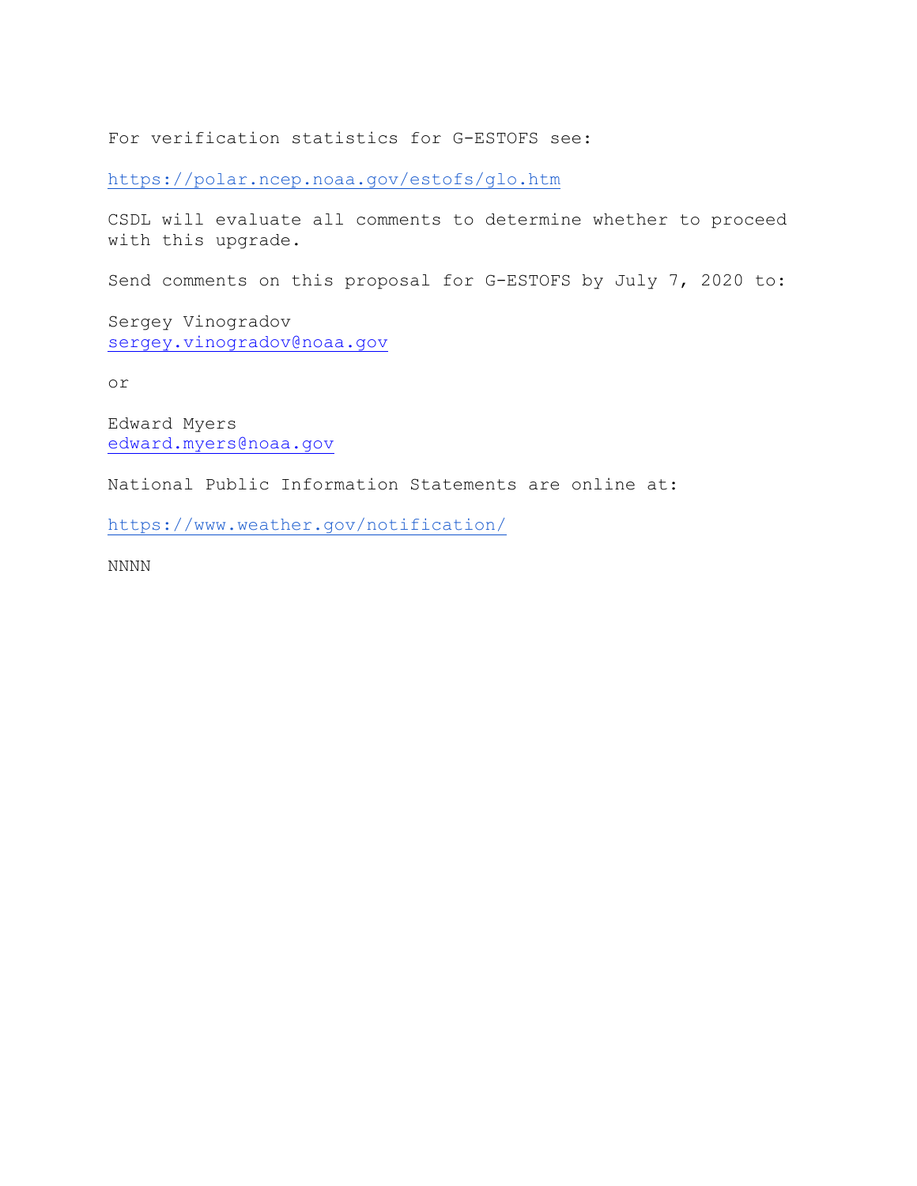For verification statistics for G-ESTOFS see:

https://polar.ncep.noaa.gov/estofs/glo.htm

CSDL will evaluate all comments to determine whether to proceed with this upgrade.

Send comments on this proposal for G-ESTOFS by July 7, 2020 to:

Sergey Vinogradov
sergey.vinogradov@noaa.gov

or

Edward Myers
edward.myers@noaa.gov

National Public Information Statements are online at:

https://www.weather.gov/notification/

NNNN